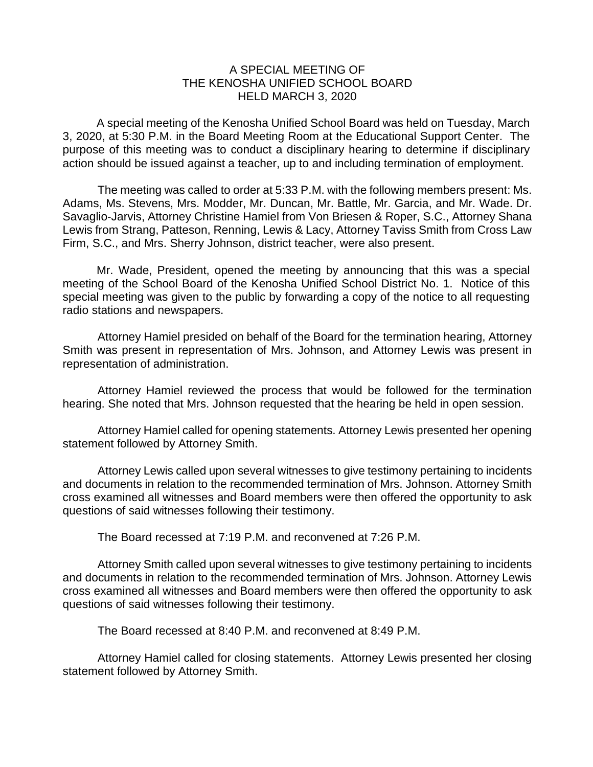# A SPECIAL MEETING OF
# THE KENOSHA UNIFIED SCHOOL BOARD
# HELD MARCH 3, 2020

A special meeting of the Kenosha Unified School Board was held on Tuesday, March 3, 2020, at 5:30 P.M. in the Board Meeting Room at the Educational Support Center. The purpose of this meeting was to conduct a disciplinary hearing to determine if disciplinary action should be issued against a teacher, up to and including termination of employment.

The meeting was called to order at 5:33 P.M. with the following members present: Ms. Adams, Ms. Stevens, Mrs. Modder, Mr. Duncan, Mr. Battle, Mr. Garcia, and Mr. Wade. Dr. Savaglio-Jarvis, Attorney Christine Hamiel from Von Briesen & Roper, S.C., Attorney Shana Lewis from Strang, Patteson, Renning, Lewis & Lacy, Attorney Taviss Smith from Cross Law Firm, S.C., and Mrs. Sherry Johnson, district teacher, were also present.

Mr. Wade, President, opened the meeting by announcing that this was a special meeting of the School Board of the Kenosha Unified School District No. 1. Notice of this special meeting was given to the public by forwarding a copy of the notice to all requesting radio stations and newspapers.

Attorney Hamiel presided on behalf of the Board for the termination hearing, Attorney Smith was present in representation of Mrs. Johnson, and Attorney Lewis was present in representation of administration.

Attorney Hamiel reviewed the process that would be followed for the termination hearing. She noted that Mrs. Johnson requested that the hearing be held in open session.

Attorney Hamiel called for opening statements. Attorney Lewis presented her opening statement followed by Attorney Smith.

Attorney Lewis called upon several witnesses to give testimony pertaining to incidents and documents in relation to the recommended termination of Mrs. Johnson. Attorney Smith cross examined all witnesses and Board members were then offered the opportunity to ask questions of said witnesses following their testimony.

The Board recessed at 7:19 P.M. and reconvened at 7:26 P.M.

Attorney Smith called upon several witnesses to give testimony pertaining to incidents and documents in relation to the recommended termination of Mrs. Johnson. Attorney Lewis cross examined all witnesses and Board members were then offered the opportunity to ask questions of said witnesses following their testimony.

The Board recessed at 8:40 P.M. and reconvened at 8:49 P.M.

Attorney Hamiel called for closing statements. Attorney Lewis presented her closing statement followed by Attorney Smith.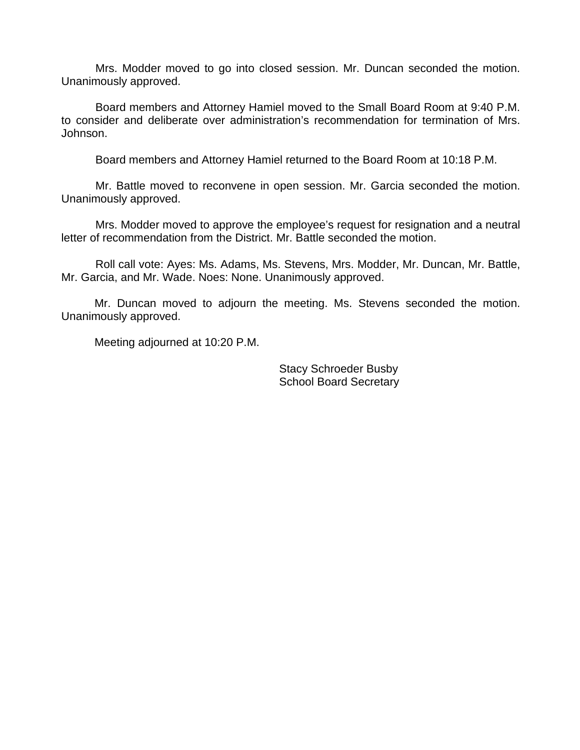Mrs. Modder moved to go into closed session. Mr. Duncan seconded the motion. Unanimously approved.

Board members and Attorney Hamiel moved to the Small Board Room at 9:40 P.M. to consider and deliberate over administration's recommendation for termination of Mrs. Johnson.

Board members and Attorney Hamiel returned to the Board Room at 10:18 P.M.

Mr. Battle moved to reconvene in open session. Mr. Garcia seconded the motion. Unanimously approved.

Mrs. Modder moved to approve the employee's request for resignation and a neutral letter of recommendation from the District. Mr. Battle seconded the motion.

Roll call vote: Ayes: Ms. Adams, Ms. Stevens, Mrs. Modder, Mr. Duncan, Mr. Battle, Mr. Garcia, and Mr. Wade. Noes: None. Unanimously approved.

Mr. Duncan moved to adjourn the meeting. Ms. Stevens seconded the motion. Unanimously approved.

Meeting adjourned at 10:20 P.M.

Stacy Schroeder Busby
School Board Secretary